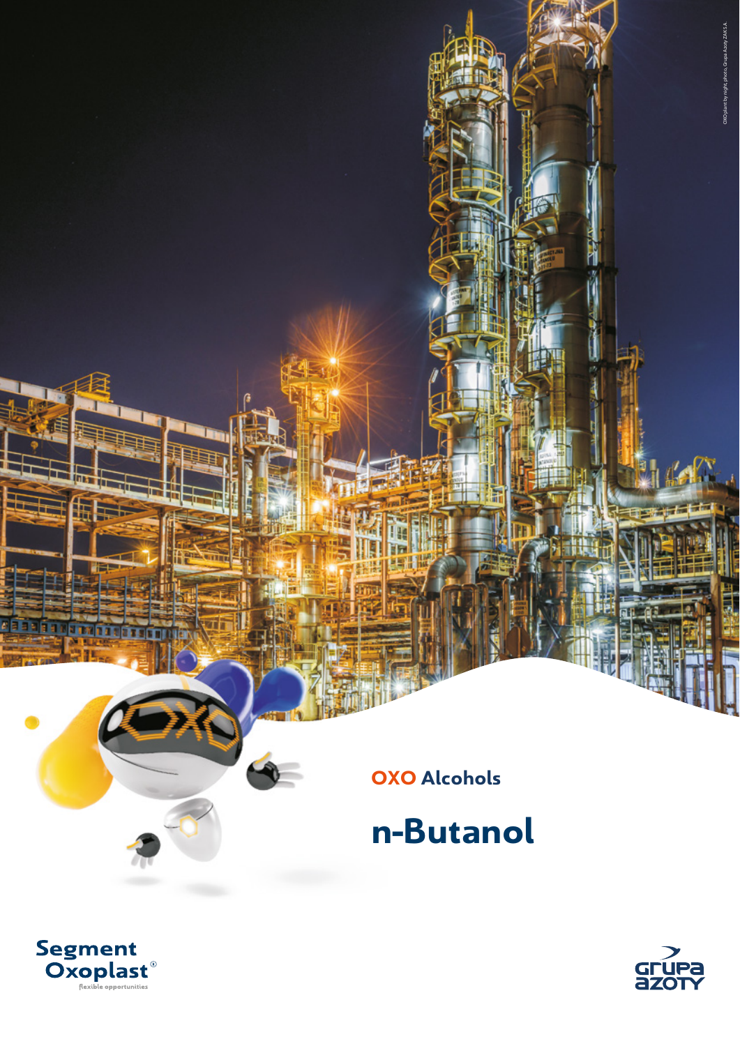OXO plant by night, photo, Grupa Azoty ZAK S.A.

## OXO Alcohols

# n-Butanol

Segment Oxoplast®
flexible opportunities

grupa azoty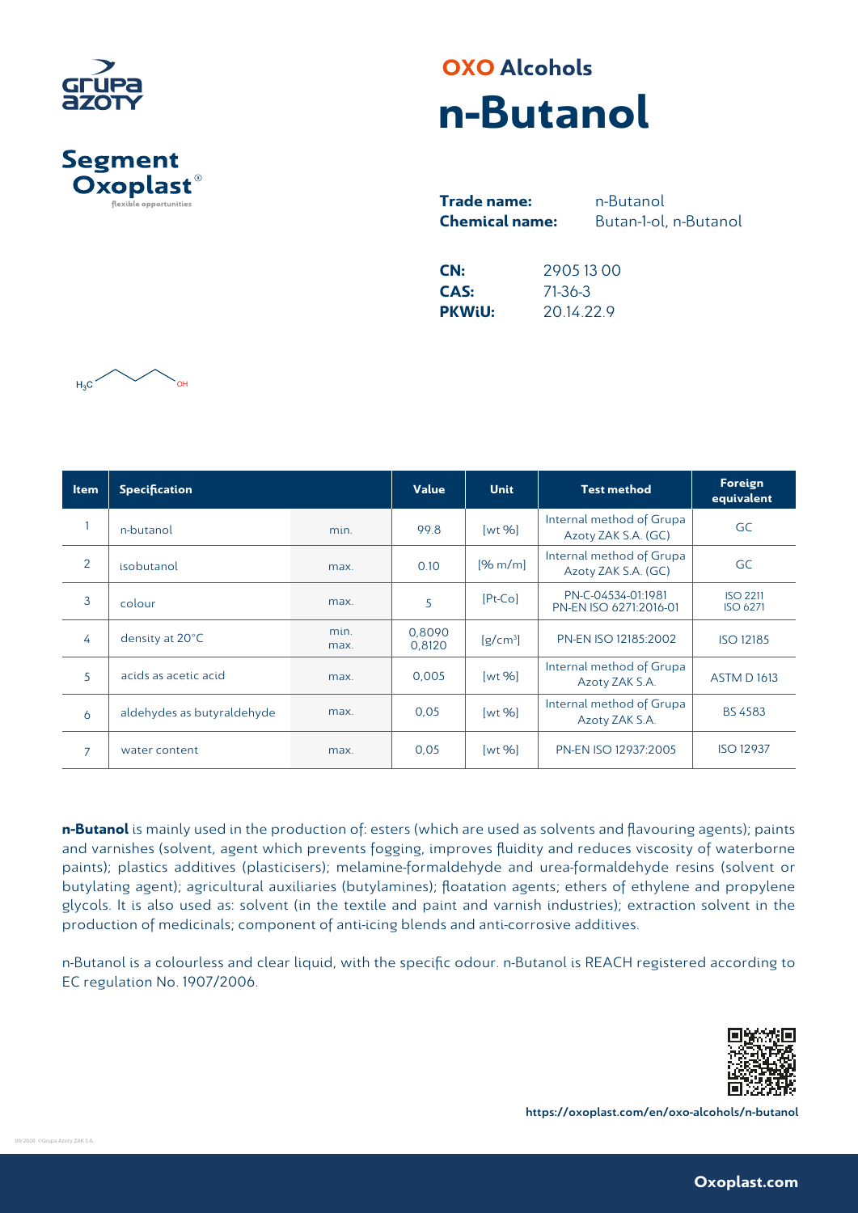Grupa Azoty

Segment Oxoplast®
flexible opportunities

# OXO Alcohols
# n-Butanol

**Trade name:** n-Butanol
**Chemical name:** Butan-1-ol, n-Butanol

**CN:** 2905 13 00
**CAS:** 71-36-3
**PKWiU:** 20.14.22.9

$H_3C$ OH

| Item | Specification | | Value | Unit | Test method | Foreign equivalent |
|---|---|---|---|---|---|---|
| 1 | n-butanol | min. | 99.8 | [wt %] | Internal method of Grupa Azoty ZAK S.A. (GC) | GC |
| 2 | isobutanol | max. | 0.10 | [% m/m] | Internal method of Grupa Azoty ZAK S.A. (GC) | GC |
| 3 | colour | max. | 5 | [Pt-Co] | PN-C-04534-01:1981<br>PN-EN ISO 6271:2016-01 | ISO 2211<br>ISO 6271 |
| 4 | density at 20°C | min.<br>max. | 0,8090<br>0,8120 | [g/cm³] | PN-EN ISO 12185:2002 | ISO 12185 |
| 5 | acids as acetic acid | max. | 0,005 | [wt %] | Internal method of Grupa Azoty ZAK S.A. | ASTM D 1613 |
| 6 | aldehydes as butyraldehyde | max. | 0,05 | [wt %] | Internal method of Grupa Azoty ZAK S.A. | BS 4583 |
| 7 | water content | max. | 0,05 | [wt %] | PN-EN ISO 12937:2005 | ISO 12937 |

**n-Butanol** is mainly used in the production of: esters (which are used as solvents and flavouring agents); paints and varnishes (solvent, agent which prevents fogging, improves fluidity and reduces viscosity of waterborne paints); plastics additives (plasticisers); melamine-formaldehyde and urea-formaldehyde resins (solvent or butylating agent); agricultural auxiliaries (butylamines); floatation agents; ethers of ethylene and propylene glycols. It is also used as: solvent (in the textile and paint and varnish industries); extraction solvent in the production of medicinals; component of anti-icing blends and anti-corrosive additives.

n-Butanol is a colourless and clear liquid, with the specific odour. n-Butanol is REACH registered according to EC regulation No. 1907/2006.

**https://oxoplast.com/en/oxo-alcohols/n-butanol**

09/2020 ©Grupa Azoty ZAK S.A.

**Oxoplast.com**